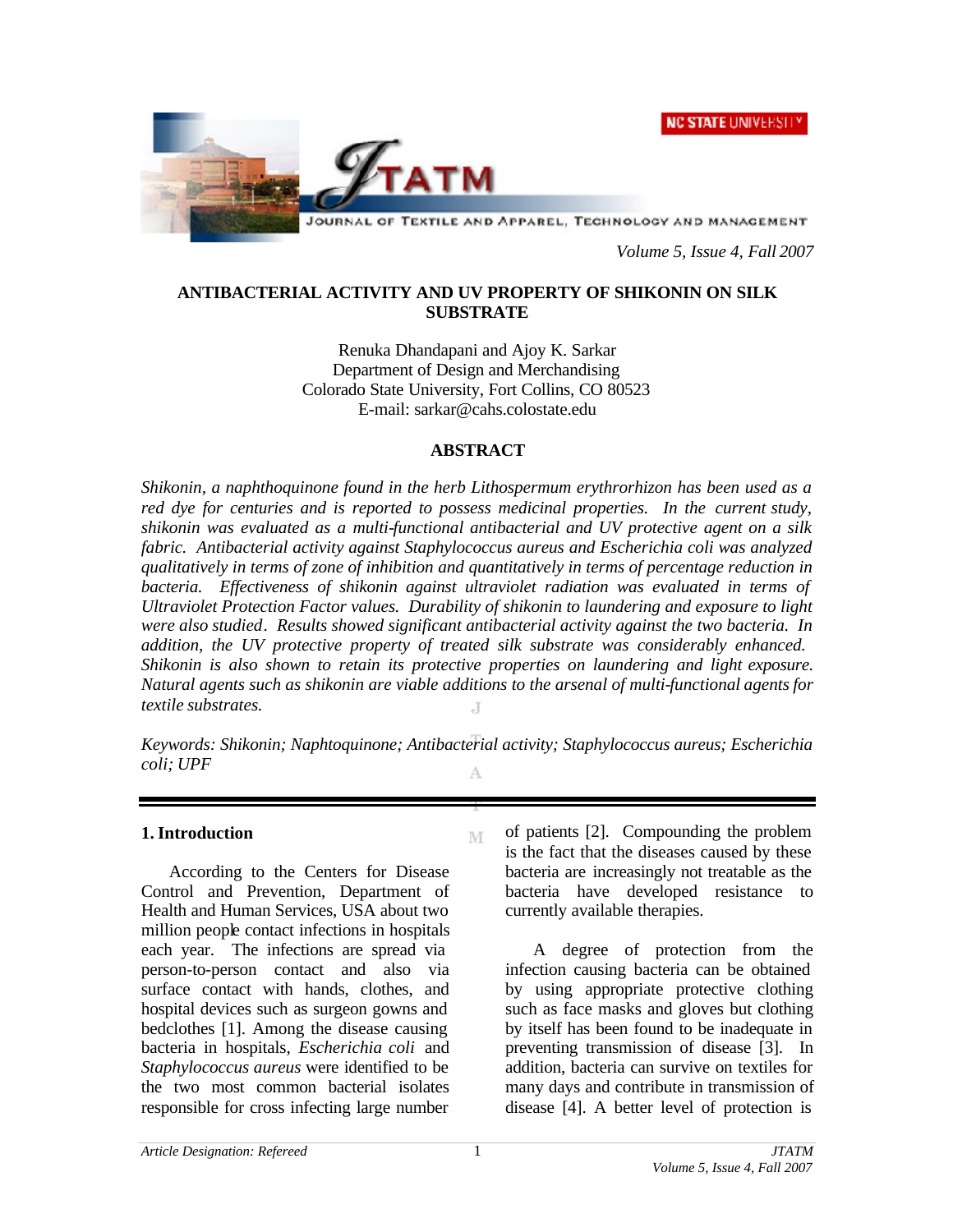# ANTIBACTERIAL ACTIVITY AND UV PROPERTY OF SHIKONIN ON SILK SUBSTRATE

Renuka Dhandapani and Ajoy K. Sarkar
Department of Design and Merchandising
Colorado State University, Fort Collins, CO 80523
E-mail: sarkar@cahs.colostate.edu

## ABSTRACT

*Shikonin, a naphthoquinone found in the herb Lithospermum erythrorhizon has been used as a red dye for centuries and is reported to possess medicinal properties. In the current study, shikonin was evaluated as a multi-functional antibacterial and UV protective agent on a silk fabric. Antibacterial activity against Staphylococcus aureus and Escherichia coli was analyzed qualitatively in terms of zone of inhibition and quantitatively in terms of percentage reduction in bacteria. Effectiveness of shikonin against ultraviolet radiation was evaluated in terms of Ultraviolet Protection Factor values. Durability of shikonin to laundering and exposure to light were also studied. Results showed significant antibacterial activity against the two bacteria. In addition, the UV protective property of treated silk substrate was considerably enhanced. Shikonin is also shown to retain its protective properties on laundering and light exposure. Natural agents such as shikonin are viable additions to the arsenal of multi-functional agents for textile substrates.*

*Keywords: Shikonin; Naphtoquinone; Antibacterial activity; Staphylococcus aureus; Escherichia coli; UPF*

## 1. Introduction

According to the Centers for Disease Control and Prevention, Department of Health and Human Services, USA about two million people contact infections in hospitals each year. The infections are spread via person-to-person contact and also via surface contact with hands, clothes, and hospital devices such as surgeon gowns and bedclothes [1]. Among the disease causing bacteria in hospitals, *Escherichia coli* and *Staphylococcus aureus* were identified to be the two most common bacterial isolates responsible for cross infecting large number of patients [2]. Compounding the problem is the fact that the diseases caused by these bacteria are increasingly not treatable as the bacteria have developed resistance to currently available therapies.

A degree of protection from the infection causing bacteria can be obtained by using appropriate protective clothing such as face masks and gloves but clothing by itself has been found to be inadequate in preventing transmission of disease [3]. In addition, bacteria can survive on textiles for many days and contribute in transmission of disease [4]. A better level of protection is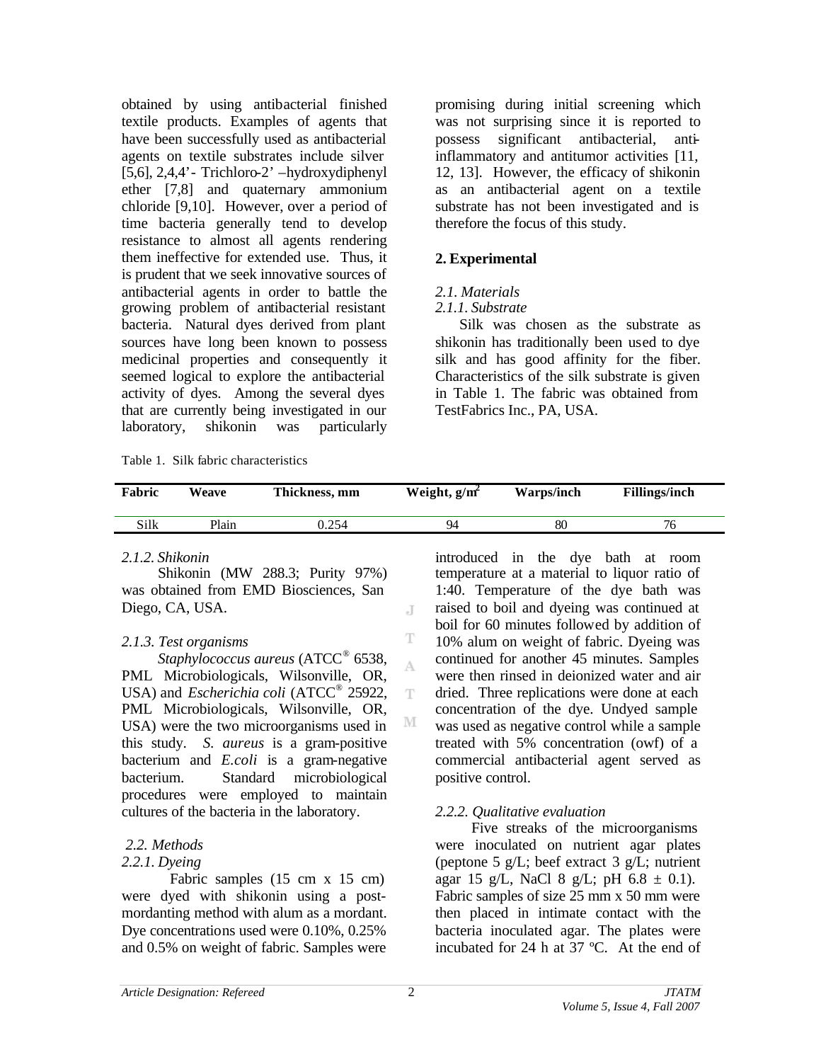obtained by using antibacterial finished textile products. Examples of agents that have been successfully used as antibacterial agents on textile substrates include silver [5,6], 2,4,4'- Trichloro-2' –hydroxydiphenyl ether [7,8] and quaternary ammonium chloride [9,10]. However, over a period of time bacteria generally tend to develop resistance to almost all agents rendering them ineffective for extended use. Thus, it is prudent that we seek innovative sources of antibacterial agents in order to battle the growing problem of antibacterial resistant bacteria. Natural dyes derived from plant sources have long been known to possess medicinal properties and consequently it seemed logical to explore the antibacterial activity of dyes. Among the several dyes that are currently being investigated in our laboratory, shikonin was particularly promising during initial screening which was not surprising since it is reported to possess significant antibacterial, anti-inflammatory and antitumor activities [11, 12, 13]. However, the efficacy of shikonin as an antibacterial agent on a textile substrate has not been investigated and is therefore the focus of this study.

## 2. Experimental

### *2.1. Materials*

#### *2.1.1. Substrate*

Silk was chosen as the substrate as shikonin has traditionally been used to dye silk and has good affinity for the fiber. Characteristics of the silk substrate is given in Table 1. The fabric was obtained from TestFabrics Inc., PA, USA.

Table 1. Silk fabric characteristics

| Fabric | Weave | Thickness, mm | Weight, $g/m^2$ | Warps/inch | Fillings/inch |
|---|---|---|---|---|---|
| Silk | Plain | 0.254 | 94 | 80 | 76 |

#### *2.1.2. Shikonin*

Shikonin (MW 288.3; Purity 97%) was obtained from EMD Biosciences, San Diego, CA, USA.

#### *2.1.3. Test organisms*

*Staphylococcus aureus* (ATCC® 6538, PML Microbiologicals, Wilsonville, OR, USA) and *Escherichia coli* (ATCC® 25922, PML Microbiologicals, Wilsonville, OR, USA) were the two microorganisms used in this study. *S. aureus* is a gram-positive bacterium and *E.coli* is a gram-negative bacterium. Standard microbiological procedures were employed to maintain cultures of the bacteria in the laboratory.

### *2.2. Methods*

#### *2.2.1. Dyeing*

Fabric samples (15 cm x 15 cm) were dyed with shikonin using a post-mordanting method with alum as a mordant. Dye concentrations used were 0.10%, 0.25% and 0.5% on weight of fabric. Samples were introduced in the dye bath at room temperature at a material to liquor ratio of 1:40. Temperature of the dye bath was raised to boil and dyeing was continued at boil for 60 minutes followed by addition of 10% alum on weight of fabric. Dyeing was continued for another 45 minutes. Samples were then rinsed in deionized water and air dried. Three replications were done at each concentration of the dye. Undyed sample was used as negative control while a sample treated with 5% concentration (owf) of a commercial antibacterial agent served as positive control.

#### *2.2.2. Qualitative evaluation*

Five streaks of the microorganisms were inoculated on nutrient agar plates (peptone 5 g/L; beef extract 3 g/L; nutrient agar 15 g/L, NaCl 8 g/L; pH 6.8 ± 0.1). Fabric samples of size 25 mm x 50 mm were then placed in intimate contact with the bacteria inoculated agar. The plates were incubated for 24 h at 37 ºC. At the end of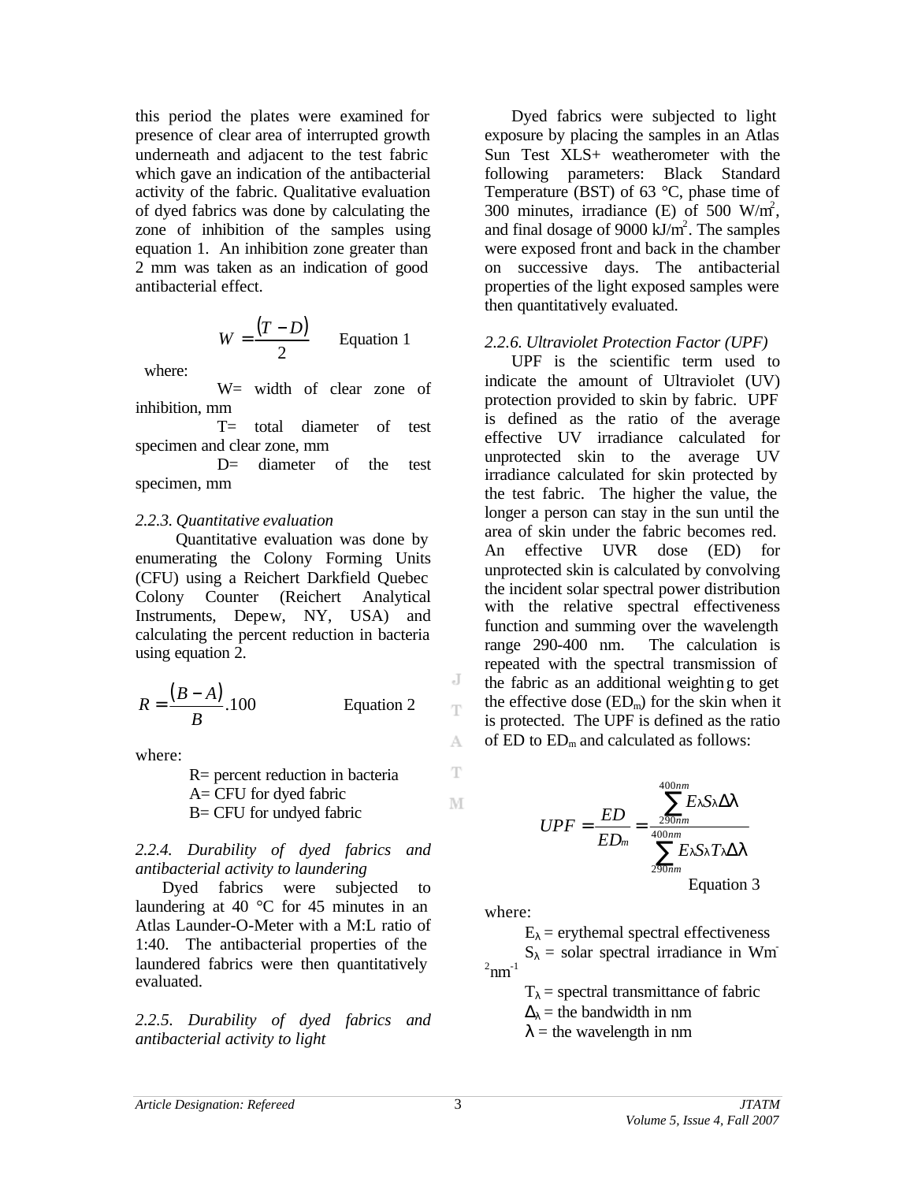this period the plates were examined for presence of clear area of interrupted growth underneath and adjacent to the test fabric which gave an indication of the antibacterial activity of the fabric. Qualitative evaluation of dyed fabrics was done by calculating the zone of inhibition of the samples using equation 1. An inhibition zone greater than 2 mm was taken as an indication of good antibacterial effect.

$$W = \frac{(T - D)}{2} \qquad \text{Equation 1}$$

where:

W= width of clear zone of inhibition, mm

T= total diameter of test specimen and clear zone, mm

D= diameter of the test specimen, mm

### *2.2.3. Quantitative evaluation*

Quantitative evaluation was done by enumerating the Colony Forming Units (CFU) using a Reichert Darkfield Quebec Colony Counter (Reichert Analytical Instruments, Depew, NY, USA) and calculating the percent reduction in bacteria using equation 2.

$$R = \frac{(B - A)}{B}.100 \qquad \text{Equation 2}$$

where:

R= percent reduction in bacteria
A= CFU for dyed fabric
B= CFU for undyed fabric

### *2.2.4. Durability of dyed fabrics and antibacterial activity to laundering*

Dyed fabrics were subjected to laundering at 40 °C for 45 minutes in an Atlas Launder-O-Meter with a M:L ratio of 1:40. The antibacterial properties of the laundered fabrics were then quantitatively evaluated.

### *2.2.5. Durability of dyed fabrics and antibacterial activity to light*

Dyed fabrics were subjected to light exposure by placing the samples in an Atlas Sun Test XLS+ weatherometer with the following parameters: Black Standard Temperature (BST) of 63 °C, phase time of 300 minutes, irradiance (E) of 500 W/m$^2$, and final dosage of 9000 kJ/m$^2$. The samples were exposed front and back in the chamber on successive days. The antibacterial properties of the light exposed samples were then quantitatively evaluated.

### *2.2.6. Ultraviolet Protection Factor (UPF)*

UPF is the scientific term used to indicate the amount of Ultraviolet (UV) protection provided to skin by fabric. UPF is defined as the ratio of the average effective UV irradiance calculated for unprotected skin to the average UV irradiance calculated for skin protected by the test fabric. The higher the value, the longer a person can stay in the sun until the area of skin under the fabric becomes red. An effective UVR dose (ED) for unprotected skin is calculated by convolving the incident solar spectral power distribution with the relative spectral effectiveness function and summing over the wavelength range 290-400 nm. The calculation is repeated with the spectral transmission of the fabric as an additional weighting to get the effective dose ($ED_m$) for the skin when it is protected. The UPF is defined as the ratio of ED to $ED_m$ and calculated as follows:

$$UPF = \frac{ED}{ED_m} = \frac{\sum_{290nm}^{400nm} E_\lambda S_\lambda \Delta\lambda}{\sum_{290nm}^{400nm} E_\lambda S_\lambda T_\lambda \Delta\lambda} \qquad \text{Equation 3}$$

where:

$E_\lambda$ = erythemal spectral effectiveness

$S_\lambda$ = solar spectral irradiance in Wm$^{-2}$nm$^{-1}$

$T_\lambda$ = spectral transmittance of fabric

$\Delta_\lambda$ = the bandwidth in nm

$\lambda$ = the wavelength in nm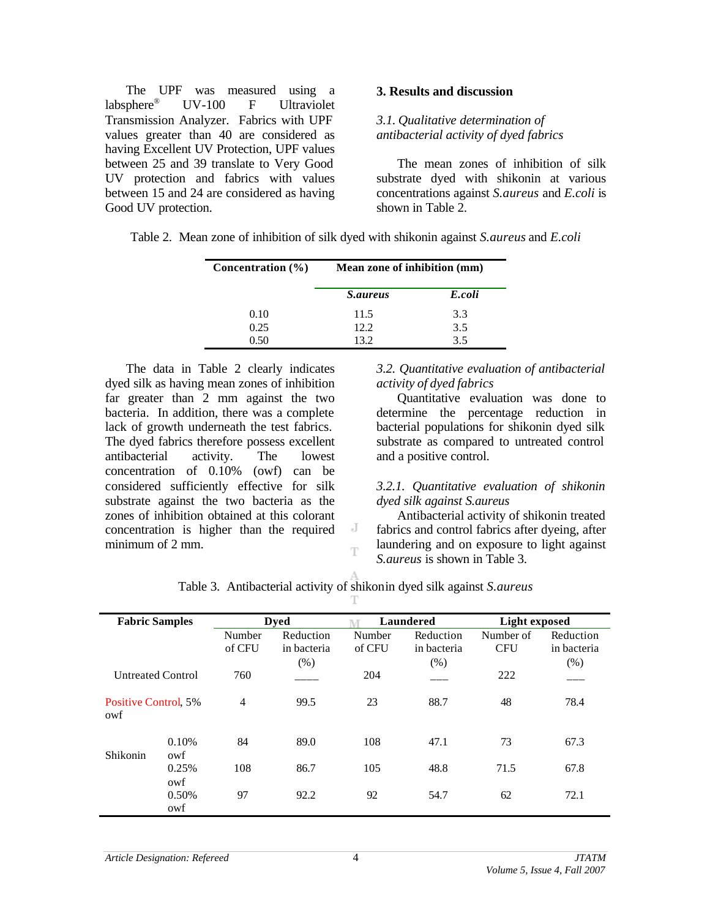The UPF was measured using a labsphere® UV-100 F Ultraviolet Transmission Analyzer. Fabrics with UPF values greater than 40 are considered as having Excellent UV Protection, UPF values between 25 and 39 translate to Very Good UV protection and fabrics with values between 15 and 24 are considered as having Good UV protection.

## 3. Results and discussion

### *3.1. Qualitative determination of antibacterial activity of dyed fabrics*

The mean zones of inhibition of silk substrate dyed with shikonin at various concentrations against *S.aureus* and *E.coli* is shown in Table 2.

Table 2. Mean zone of inhibition of silk dyed with shikonin against *S.aureus* and *E.coli*

| Concentration (%) | Mean zone of inhibition (mm) | |
|---|---|---|
| | ***S.aureus*** | ***E.coli*** |
| 0.10 | 11.5 | 3.3 |
| 0.25 | 12.2 | 3.5 |
| 0.50 | 13.2 | 3.5 |

The data in Table 2 clearly indicates dyed silk as having mean zones of inhibition far greater than 2 mm against the two bacteria. In addition, there was a complete lack of growth underneath the test fabrics. The dyed fabrics therefore possess excellent antibacterial activity. The lowest concentration of 0.10% (owf) can be considered sufficiently effective for silk substrate against the two bacteria as the zones of inhibition obtained at this colorant concentration is higher than the required minimum of 2 mm.

### *3.2. Quantitative evaluation of antibacterial activity of dyed fabrics*

Quantitative evaluation was done to determine the percentage reduction in bacterial populations for shikonin dyed silk substrate as compared to untreated control and a positive control.

#### *3.2.1. Quantitative evaluation of shikonin dyed silk against S.aureus*

Antibacterial activity of shikonin treated fabrics and control fabrics after dyeing, after laundering and on exposure to light against *S.aureus* is shown in Table 3.

Table 3. Antibacterial activity of shikonin dyed silk against *S.aureus*

| Fabric Samples | | Dyed | | Laundered | | Light exposed | |
|---|---|---|---|---|---|---|---|
| | | Number of CFU | Reduction in bacteria (%) | Number of CFU | Reduction in bacteria (%) | Number of CFU | Reduction in bacteria (%) |
| Untreated Control | | 760 | ____ | 204 | ___ | 222 | ___ |
| Positive Control, 5% owf | | 4 | 99.5 | 23 | 88.7 | 48 | 78.4 |
| Shikonin | 0.10% owf | 84 | 89.0 | 108 | 47.1 | 73 | 67.3 |
| | 0.25% owf | 108 | 86.7 | 105 | 48.8 | 71.5 | 67.8 |
| | 0.50% owf | 97 | 92.2 | 92 | 54.7 | 62 | 72.1 |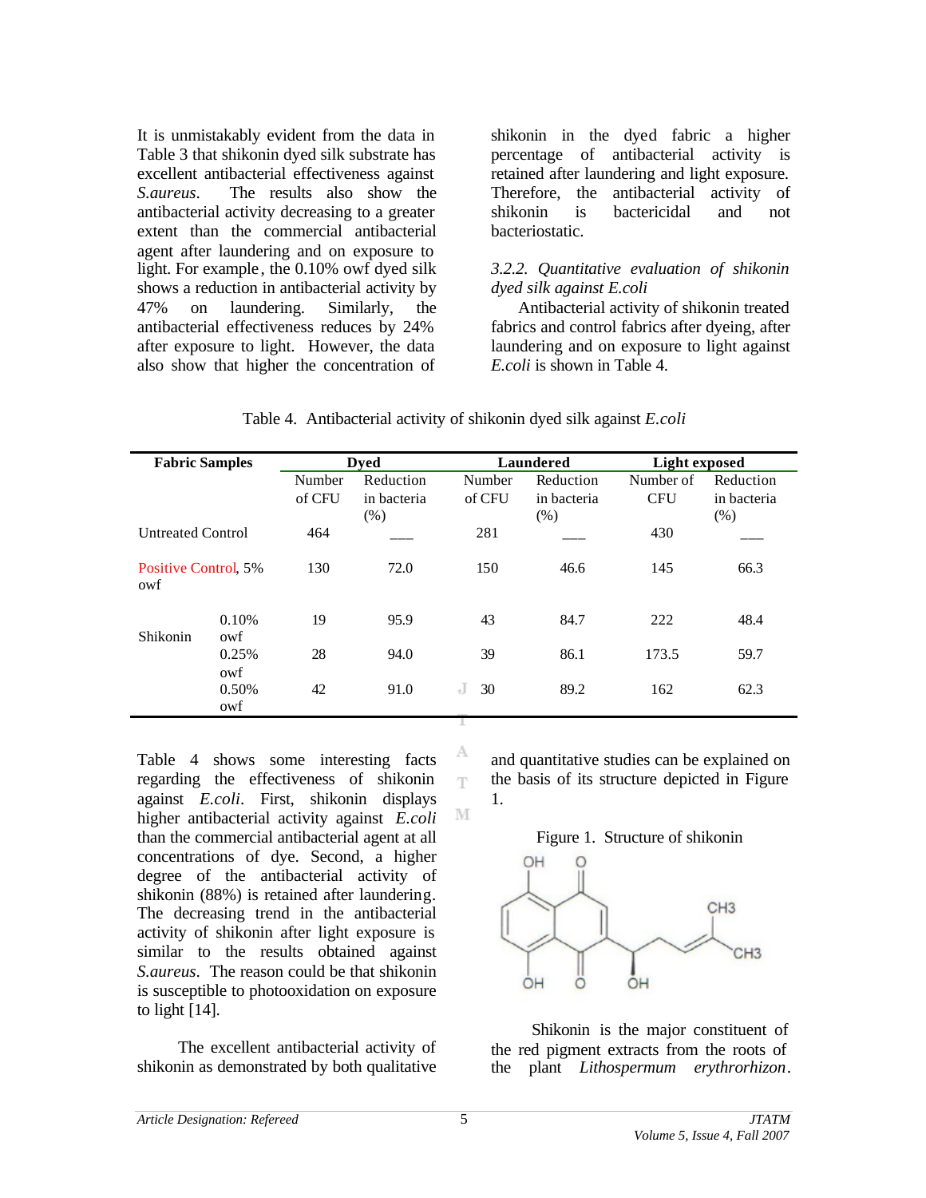It is unmistakably evident from the data in Table 3 that shikonin dyed silk substrate has excellent antibacterial effectiveness against *S.aureus*. The results also show the antibacterial activity decreasing to a greater extent than the commercial antibacterial agent after laundering and on exposure to light. For example, the 0.10% owf dyed silk shows a reduction in antibacterial activity by 47% on laundering. Similarly, the antibacterial effectiveness reduces by 24% after exposure to light. However, the data also show that higher the concentration of shikonin in the dyed fabric a higher percentage of antibacterial activity is retained after laundering and light exposure. Therefore, the antibacterial activity of shikonin is bactericidal and not bacteriostatic.

### *3.2.2. Quantitative evaluation of shikonin dyed silk against E.coli*

Antibacterial activity of shikonin treated fabrics and control fabrics after dyeing, after laundering and on exposure to light against *E.coli* is shown in Table 4.

Table 4. Antibacterial activity of shikonin dyed silk against *E.coli*

| Fabric Samples | | Dyed | | Laundered | | Light exposed | |
|---|---|---|---|---|---|---|---|
| | | Number of CFU | Reduction in bacteria (%) | Number of CFU | Reduction in bacteria (%) | Number of CFU | Reduction in bacteria (%) |
| Untreated Control | | 464 | ___ | 281 | ___ | 430 | ___ |
| Positive Control, 5% owf | | 130 | 72.0 | 150 | 46.6 | 145 | 66.3 |
| Shikonin | 0.10% owf | 19 | 95.9 | 43 | 84.7 | 222 | 48.4 |
| | 0.25% owf | 28 | 94.0 | 39 | 86.1 | 173.5 | 59.7 |
| | 0.50% owf | 42 | 91.0 | 30 | 89.2 | 162 | 62.3 |

Table 4 shows some interesting facts regarding the effectiveness of shikonin against *E.coli*. First, shikonin displays higher antibacterial activity against *E.coli* than the commercial antibacterial agent at all concentrations of dye. Second, a higher degree of the antibacterial activity of shikonin (88%) is retained after laundering. The decreasing trend in the antibacterial activity of shikonin after light exposure is similar to the results obtained against *S.aureus*. The reason could be that shikonin is susceptible to photooxidation on exposure to light [14].

The excellent antibacterial activity of shikonin as demonstrated by both qualitative and quantitative studies can be explained on the basis of its structure depicted in Figure 1.

Figure 1. Structure of shikonin

OH O
CH3
CH3
OH O OH

Shikonin is the major constituent of the red pigment extracts from the roots of the plant *Lithospermum erythrorhizon*.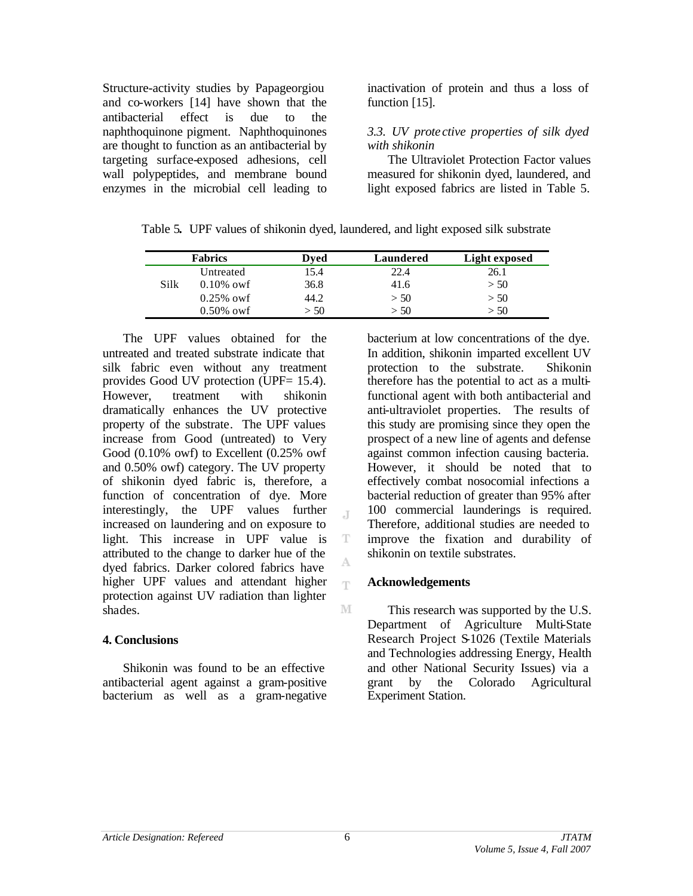Structure-activity studies by Papageorgiou and co-workers [14] have shown that the antibacterial effect is due to the naphthoquinone pigment. Naphthoquinones are thought to function as an antibacterial by targeting surface-exposed adhesions, cell wall polypeptides, and membrane bound enzymes in the microbial cell leading to inactivation of protein and thus a loss of function [15].

*3.3. UV protective properties of silk dyed with shikonin*

The Ultraviolet Protection Factor values measured for shikonin dyed, laundered, and light exposed fabrics are listed in Table 5.

Table 5**.** UPF values of shikonin dyed, laundered, and light exposed silk substrate

| Fabrics | | Dyed | Laundered | Light exposed |
|---|---|---|---|---|
| Silk | Untreated | 15.4 | 22.4 | 26.1 |
| | 0.10% owf | 36.8 | 41.6 | > 50 |
| | 0.25% owf | 44.2 | > 50 | > 50 |
| | 0.50% owf | > 50 | > 50 | > 50 |

The UPF values obtained for the untreated and treated substrate indicate that silk fabric even without any treatment provides Good UV protection (UPF= 15.4). However, treatment with shikonin dramatically enhances the UV protective property of the substrate. The UPF values increase from Good (untreated) to Very Good (0.10% owf) to Excellent (0.25% owf and 0.50% owf) category. The UV property of shikonin dyed fabric is, therefore, a function of concentration of dye. More interestingly, the UPF values further increased on laundering and on exposure to light. This increase in UPF value is attributed to the change to darker hue of the dyed fabrics. Darker colored fabrics have higher UPF values and attendant higher protection against UV radiation than lighter shades.

## 4. Conclusions

Shikonin was found to be an effective antibacterial agent against a gram-positive bacterium as well as a gram-negative bacterium at low concentrations of the dye. In addition, shikonin imparted excellent UV protection to the substrate. Shikonin therefore has the potential to act as a multi-functional agent with both antibacterial and anti-ultraviolet properties. The results of this study are promising since they open the prospect of a new line of agents and defense against common infection causing bacteria. However, it should be noted that to effectively combat nosocomial infections a bacterial reduction of greater than 95% after 100 commercial launderings is required. Therefore, additional studies are needed to improve the fixation and durability of shikonin on textile substrates.

## Acknowledgements

This research was supported by the U.S. Department of Agriculture Multi-State Research Project S-1026 (Textile Materials and Technologies addressing Energy, Health and other National Security Issues) via a grant by the Colorado Agricultural Experiment Station.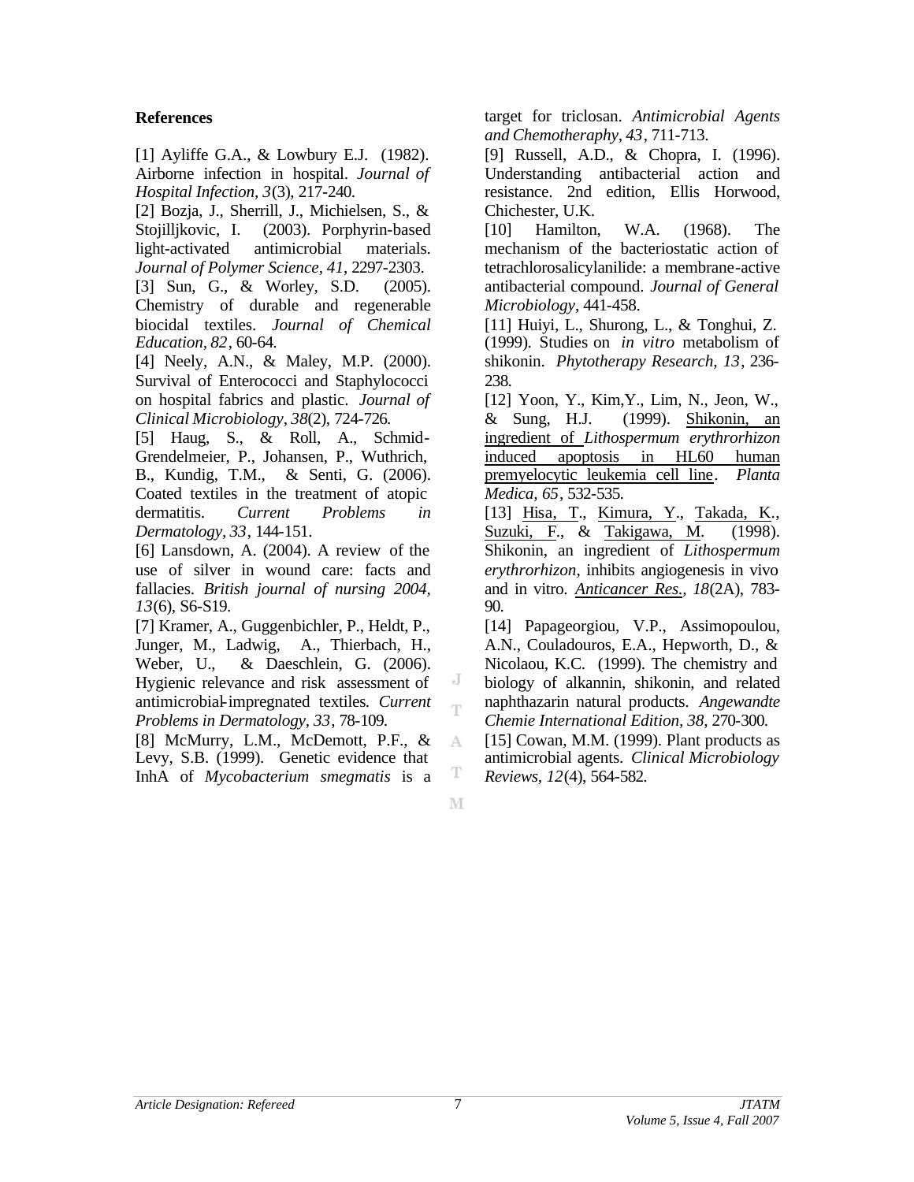## References

[1] Ayliffe G.A., & Lowbury E.J. (1982). Airborne infection in hospital. *Journal of Hospital Infection, 3*(3), 217-240.

[2] Bozja, J., Sherrill, J., Michielsen, S., & Stojilljkovic, I. (2003). Porphyrin-based light-activated antimicrobial materials. *Journal of Polymer Science, 41*, 2297-2303.

[3] Sun, G., & Worley, S.D. (2005). Chemistry of durable and regenerable biocidal textiles. *Journal of Chemical Education, 82*, 60-64.

[4] Neely, A.N., & Maley, M.P. (2000). Survival of Enterococci and Staphylococci on hospital fabrics and plastic. *Journal of Clinical Microbiology, 38*(2), 724-726.

[5] Haug, S., & Roll, A., Schmid-Grendelmeier, P., Johansen, P., Wuthrich, B., Kundig, T.M., & Senti, G. (2006). Coated textiles in the treatment of atopic dermatitis. *Current Problems in Dermatology, 33*, 144-151.

[6] Lansdown, A. (2004). A review of the use of silver in wound care: facts and fallacies. *British journal of nursing 2004, 13*(6), S6-S19.

[7] Kramer, A., Guggenbichler, P., Heldt, P., Junger, M., Ladwig, A., Thierbach, H., Weber, U., & Daeschlein, G. (2006). Hygienic relevance and risk assessment of antimicrobial-impregnated textiles. *Current Problems in Dermatology, 33*, 78-109.

[8] McMurry, L.M., McDemott, P.F., & Levy, S.B. (1999). Genetic evidence that InhA of *Mycobacterium smegmatis* is a target for triclosan. *Antimicrobial Agents and Chemotheraphy, 43*, 711-713.

[9] Russell, A.D., & Chopra, I. (1996). Understanding antibacterial action and resistance. 2nd edition, Ellis Horwood, Chichester, U.K.

[10] Hamilton, W.A. (1968). The mechanism of the bacteriostatic action of tetrachlorosalicylanilide: a membrane-active antibacterial compound. *Journal of General Microbiology*, 441-458.

[11] Huiyi, L., Shurong, L., & Tonghui, Z. (1999). Studies on *in vitro* metabolism of shikonin. *Phytotherapy Research, 13*, 236-238.

[12] Yoon, Y., Kim,Y., Lim, N., Jeon, W., & Sung, H.J. (1999). Shikonin, an ingredient of *Lithospermum erythrorhizon* induced apoptosis in HL60 human premyelocytic leukemia cell line. *Planta Medica, 65*, 532-535.

[13] Hisa, T., Kimura, Y., Takada, K., Suzuki, F., & Takigawa, M. (1998). Shikonin, an ingredient of *Lithospermum erythrorhizon*, inhibits angiogenesis in vivo and in vitro. *Anticancer Res., 18*(2A), 783-90.

[14] Papageorgiou, V.P., Assimopoulou, A.N., Couladouros, E.A., Hepworth, D., & Nicolaou, K.C. (1999). The chemistry and biology of alkannin, shikonin, and related naphthazarin natural products. *Angewandte Chemie International Edition, 38*, 270-300.

[15] Cowan, M.M. (1999). Plant products as antimicrobial agents. *Clinical Microbiology Reviews, 12*(4), 564-582.